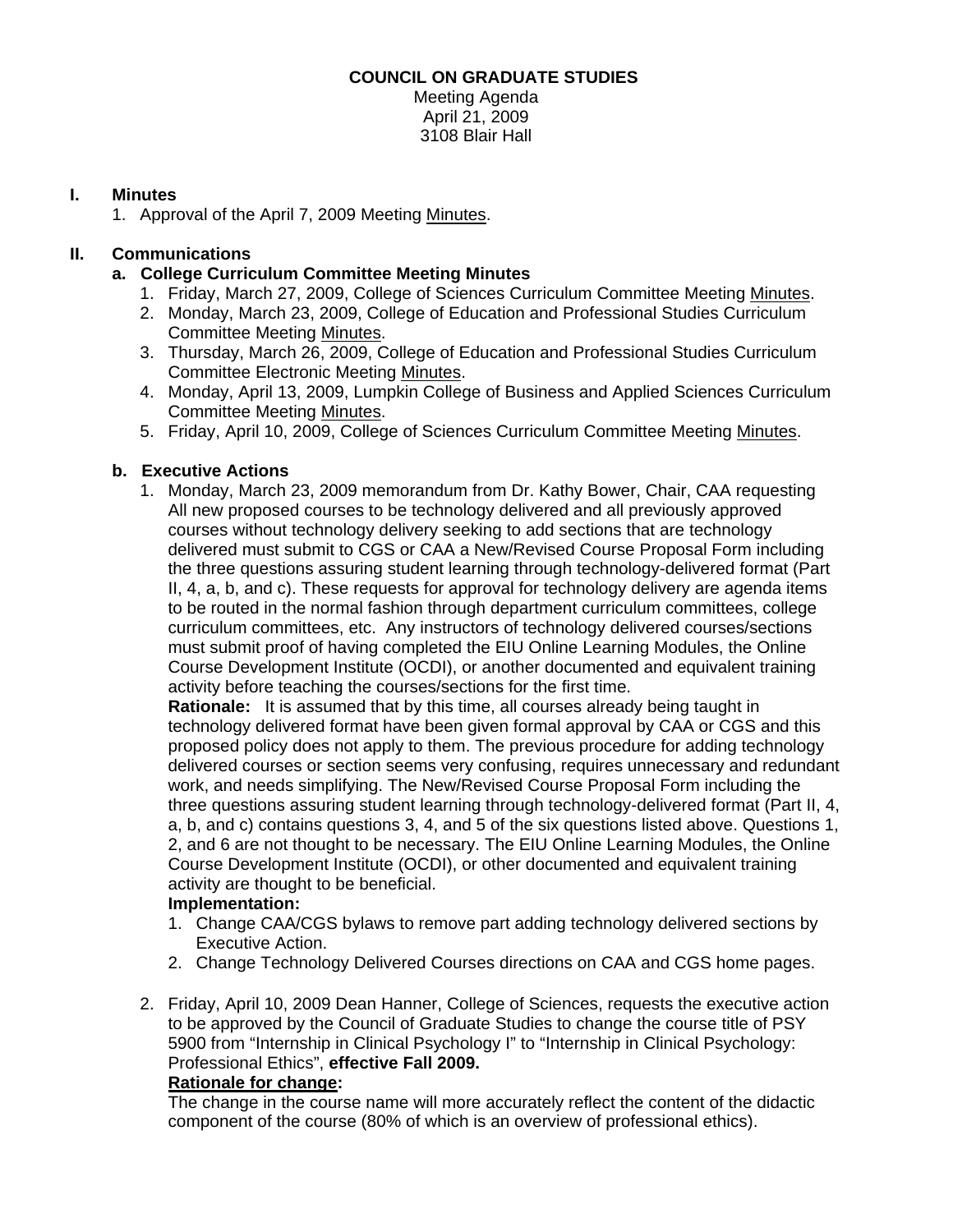**COUNCIL ON GRADUATE STUDIES**

Meeting Agenda
April 21, 2009
3108 Blair Hall

## I. Minutes

1. Approval of the April 7, 2009 Meeting Minutes.

## II. Communications

### a. College Curriculum Committee Meeting Minutes

1. Friday, March 27, 2009, College of Sciences Curriculum Committee Meeting Minutes.
2. Monday, March 23, 2009, College of Education and Professional Studies Curriculum Committee Meeting Minutes.
3. Thursday, March 26, 2009, College of Education and Professional Studies Curriculum Committee Electronic Meeting Minutes.
4. Monday, April 13, 2009, Lumpkin College of Business and Applied Sciences Curriculum Committee Meeting Minutes.
5. Friday, April 10, 2009, College of Sciences Curriculum Committee Meeting Minutes.

### b. Executive Actions

1. Monday, March 23, 2009 memorandum from Dr. Kathy Bower, Chair, CAA requesting All new proposed courses to be technology delivered and all previously approved courses without technology delivery seeking to add sections that are technology delivered must submit to CGS or CAA a New/Revised Course Proposal Form including the three questions assuring student learning through technology-delivered format (Part II, 4, a, b, and c). These requests for approval for technology delivery are agenda items to be routed in the normal fashion through department curriculum committees, college curriculum committees, etc. Any instructors of technology delivered courses/sections must submit proof of having completed the EIU Online Learning Modules, the Online Course Development Institute (OCDI), or another documented and equivalent training activity before teaching the courses/sections for the first time.

   **Rationale:** It is assumed that by this time, all courses already being taught in technology delivered format have been given formal approval by CAA or CGS and this proposed policy does not apply to them. The previous procedure for adding technology delivered courses or section seems very confusing, requires unnecessary and redundant work, and needs simplifying. The New/Revised Course Proposal Form including the three questions assuring student learning through technology-delivered format (Part II, 4, a, b, and c) contains questions 3, 4, and 5 of the six questions listed above. Questions 1, 2, and 6 are not thought to be necessary. The EIU Online Learning Modules, the Online Course Development Institute (OCDI), or other documented and equivalent training activity are thought to be beneficial.

   **Implementation:**

   1. Change CAA/CGS bylaws to remove part adding technology delivered sections by Executive Action.
   2. Change Technology Delivered Courses directions on CAA and CGS home pages.

2. Friday, April 10, 2009 Dean Hanner, College of Sciences, requests the executive action to be approved by the Council of Graduate Studies to change the course title of PSY 5900 from "Internship in Clinical Psychology I" to "Internship in Clinical Psychology: Professional Ethics", **effective Fall 2009.**

   **Rationale for change:**

   The change in the course name will more accurately reflect the content of the didactic component of the course (80% of which is an overview of professional ethics).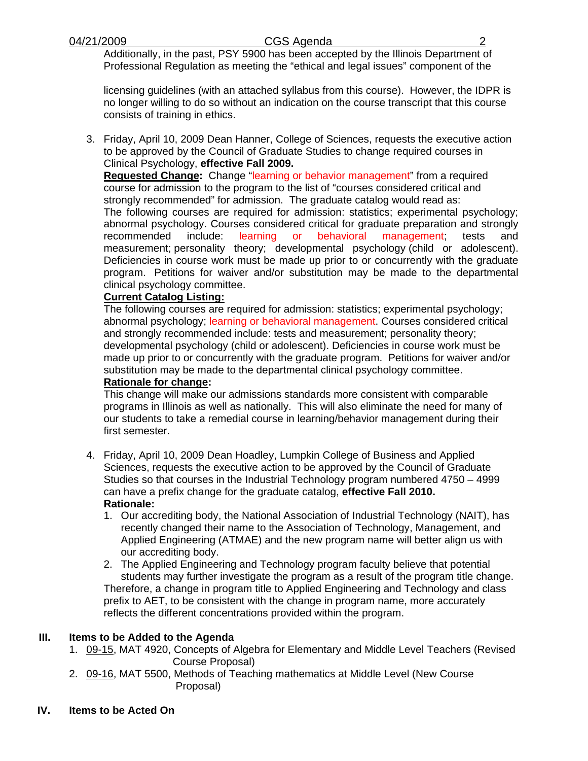Additionally, in the past, PSY 5900 has been accepted by the Illinois Department of Professional Regulation as meeting the "ethical and legal issues" component of the licensing guidelines (with an attached syllabus from this course). However, the IDPR is no longer willing to do so without an indication on the course transcript that this course consists of training in ethics.

3. Friday, April 10, 2009 Dean Hanner, College of Sciences, requests the executive action to be approved by the Council of Graduate Studies to change required courses in Clinical Psychology, **effective Fall 2009.**

   **Requested Change:** Change "learning or behavior management" from a required course for admission to the program to the list of "courses considered critical and strongly recommended" for admission. The graduate catalog would read as:

   The following courses are required for admission: statistics; experimental psychology; abnormal psychology. Courses considered critical for graduate preparation and strongly recommended include: learning or behavioral management; tests and measurement; personality theory; developmental psychology (child or adolescent). Deficiencies in course work must be made up prior to or concurrently with the graduate program. Petitions for waiver and/or substitution may be made to the departmental clinical psychology committee.

   **Current Catalog Listing:**

   The following courses are required for admission: statistics; experimental psychology; abnormal psychology; learning or behavioral management. Courses considered critical and strongly recommended include: tests and measurement; personality theory; developmental psychology (child or adolescent). Deficiencies in course work must be made up prior to or concurrently with the graduate program. Petitions for waiver and/or substitution may be made to the departmental clinical psychology committee.

   **Rationale for change:**

   This change will make our admissions standards more consistent with comparable programs in Illinois as well as nationally. This will also eliminate the need for many of our students to take a remedial course in learning/behavior management during their first semester.

4. Friday, April 10, 2009 Dean Hoadley, Lumpkin College of Business and Applied Sciences, requests the executive action to be approved by the Council of Graduate Studies so that courses in the Industrial Technology program numbered 4750 – 4999 can have a prefix change for the graduate catalog, **effective Fall 2010.**

   **Rationale:**

   1. Our accrediting body, the National Association of Industrial Technology (NAIT), has recently changed their name to the Association of Technology, Management, and Applied Engineering (ATMAE) and the new program name will better align us with our accrediting body.
   2. The Applied Engineering and Technology program faculty believe that potential students may further investigate the program as a result of the program title change.

   Therefore, a change in program title to Applied Engineering and Technology and class prefix to AET, to be consistent with the change in program name, more accurately reflects the different concentrations provided within the program.

## III. Items to be Added to the Agenda

1. 09-15, MAT 4920, Concepts of Algebra for Elementary and Middle Level Teachers (Revised Course Proposal)
2. 09-16, MAT 5500, Methods of Teaching mathematics at Middle Level (New Course Proposal)

## IV. Items to be Acted On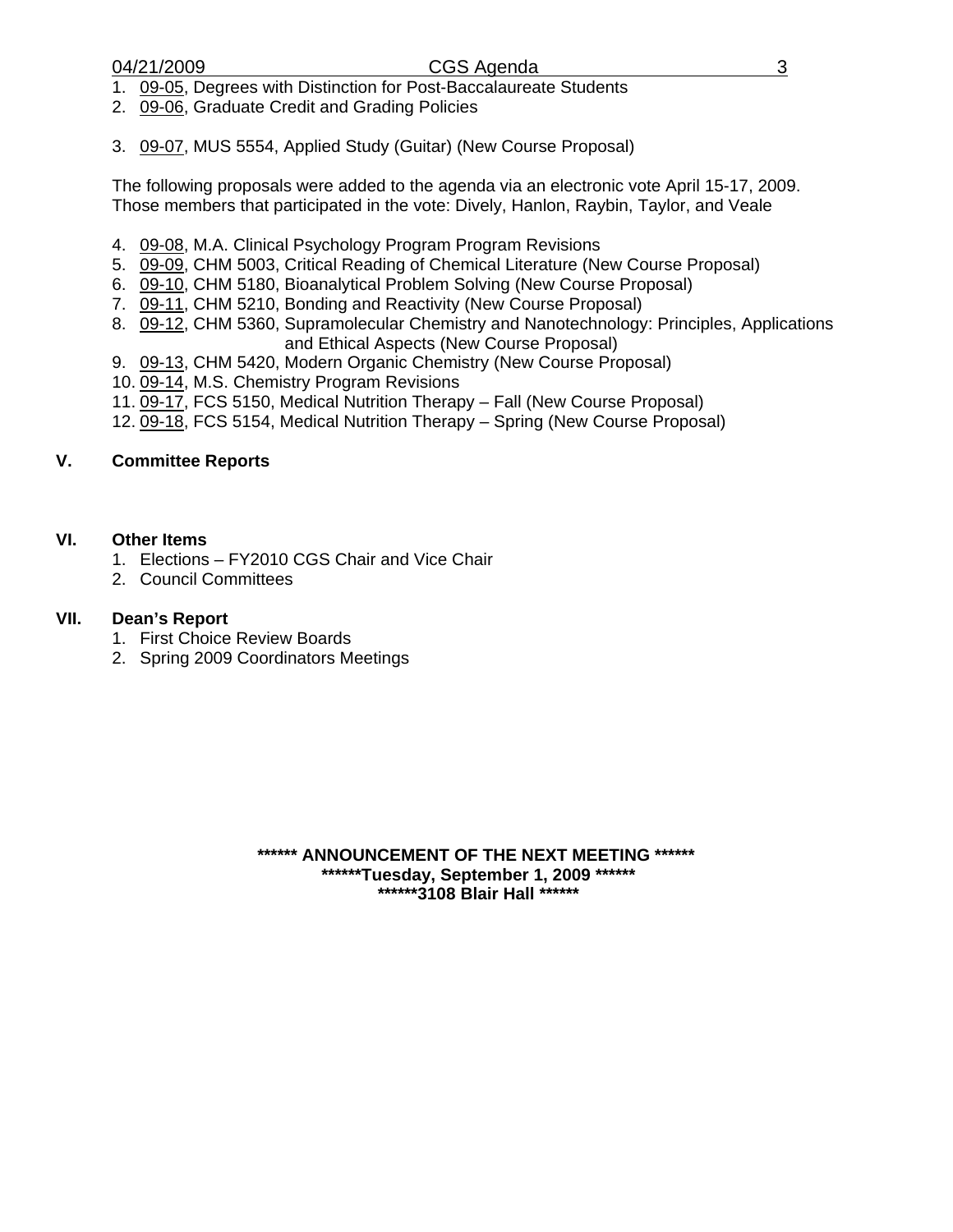1. 09-05, Degrees with Distinction for Post-Baccalaureate Students
2. 09-06, Graduate Credit and Grading Policies

3. 09-07, MUS 5554, Applied Study (Guitar) (New Course Proposal)

The following proposals were added to the agenda via an electronic vote April 15-17, 2009. Those members that participated in the vote: Dively, Hanlon, Raybin, Taylor, and Veale

4. 09-08, M.A. Clinical Psychology Program Program Revisions
5. 09-09, CHM 5003, Critical Reading of Chemical Literature (New Course Proposal)
6. 09-10, CHM 5180, Bioanalytical Problem Solving (New Course Proposal)
7. 09-11, CHM 5210, Bonding and Reactivity (New Course Proposal)
8. 09-12, CHM 5360, Supramolecular Chemistry and Nanotechnology: Principles, Applications and Ethical Aspects (New Course Proposal)
9. 09-13, CHM 5420, Modern Organic Chemistry (New Course Proposal)
10. 09-14, M.S. Chemistry Program Revisions
11. 09-17, FCS 5150, Medical Nutrition Therapy – Fall (New Course Proposal)
12. 09-18, FCS 5154, Medical Nutrition Therapy – Spring (New Course Proposal)

## V. Committee Reports

## VI. Other Items

1. Elections – FY2010 CGS Chair and Vice Chair
2. Council Committees

## VII. Dean's Report

1. First Choice Review Boards
2. Spring 2009 Coordinators Meetings

**\*\*\*\*\*\* ANNOUNCEMENT OF THE NEXT MEETING \*\*\*\*\*\***
**\*\*\*\*\*\*Tuesday, September 1, 2009 \*\*\*\*\*\***
**\*\*\*\*\*\*3108 Blair Hall \*\*\*\*\*\***